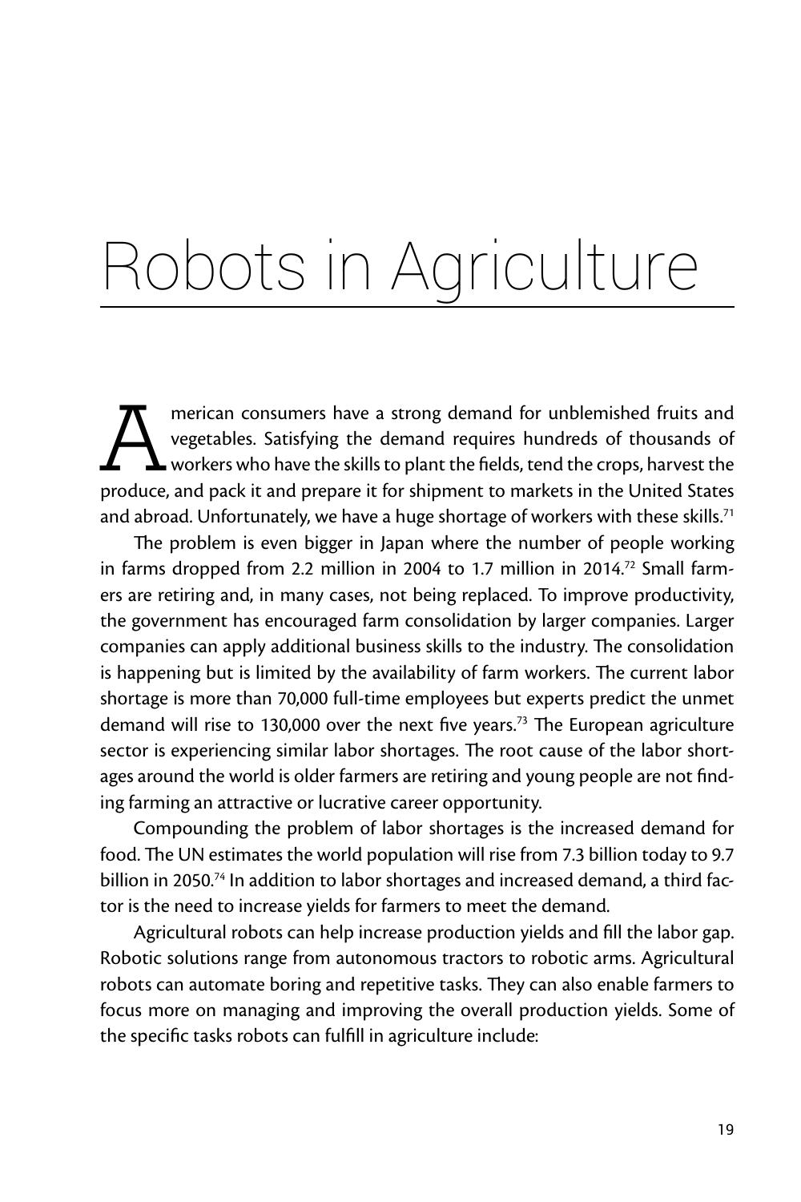# Robots in Agriculture

American consumers have a strong demand for unblemished fruits and vegetables. Satisfying the demand requires hundreds of thousands of workers who have the skills to plant the fields, tend the crops, harvest the produce, and pack it and prepare it for shipment to markets in the United States and abroad. Unfortunately, we have a huge shortage of workers with these skills.[71]

The problem is even bigger in Japan where the number of people working in farms dropped from 2.2 million in 2004 to 1.7 million in 2014.[72] Small farmers are retiring and, in many cases, not being replaced. To improve productivity, the government has encouraged farm consolidation by larger companies. Larger companies can apply additional business skills to the industry. The consolidation is happening but is limited by the availability of farm workers. The current labor shortage is more than 70,000 full-time employees but experts predict the unmet demand will rise to 130,000 over the next five years.[73] The European agriculture sector is experiencing similar labor shortages. The root cause of the labor shortages around the world is older farmers are retiring and young people are not finding farming an attractive or lucrative career opportunity.

Compounding the problem of labor shortages is the increased demand for food. The UN estimates the world population will rise from 7.3 billion today to 9.7 billion in 2050.[74] In addition to labor shortages and increased demand, a third factor is the need to increase yields for farmers to meet the demand.

Agricultural robots can help increase production yields and fill the labor gap. Robotic solutions range from autonomous tractors to robotic arms. Agricultural robots can automate boring and repetitive tasks. They can also enable farmers to focus more on managing and improving the overall production yields. Some of the specific tasks robots can fulfill in agriculture include: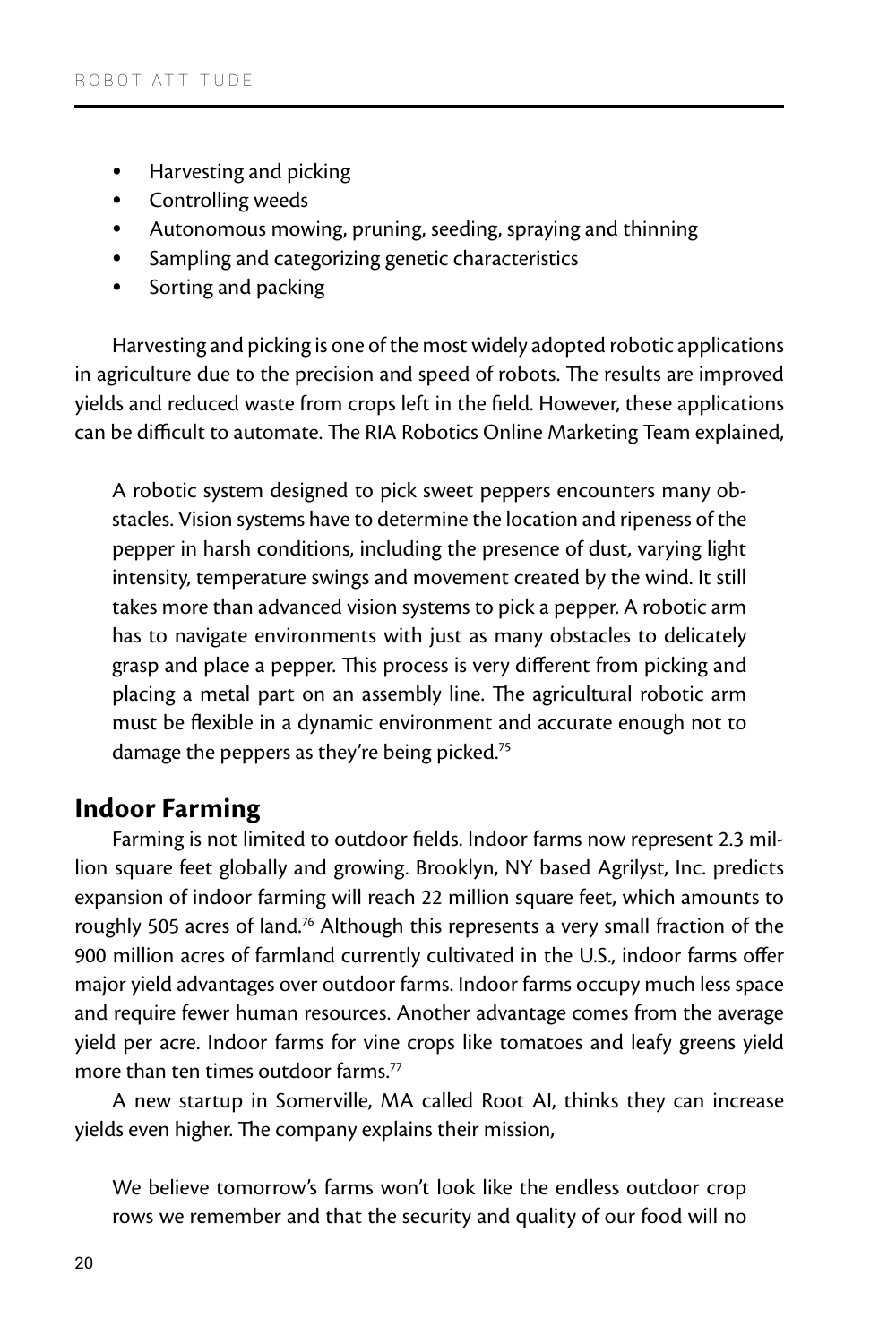- Harvesting and picking
- Controlling weeds
- Autonomous mowing, pruning, seeding, spraying and thinning
- Sampling and categorizing genetic characteristics
- Sorting and packing

Harvesting and picking is one of the most widely adopted robotic applications in agriculture due to the precision and speed of robots. The results are improved yields and reduced waste from crops left in the field. However, these applications can be difficult to automate. The RIA Robotics Online Marketing Team explained,

> A robotic system designed to pick sweet peppers encounters many obstacles. Vision systems have to determine the location and ripeness of the pepper in harsh conditions, including the presence of dust, varying light intensity, temperature swings and movement created by the wind. It still takes more than advanced vision systems to pick a pepper. A robotic arm has to navigate environments with just as many obstacles to delicately grasp and place a pepper. This process is very different from picking and placing a metal part on an assembly line. The agricultural robotic arm must be flexible in a dynamic environment and accurate enough not to damage the peppers as they're being picked.[75]

## Indoor Farming

Farming is not limited to outdoor fields. Indoor farms now represent 2.3 million square feet globally and growing. Brooklyn, NY based Agrilyst, Inc. predicts expansion of indoor farming will reach 22 million square feet, which amounts to roughly 505 acres of land.[76] Although this represents a very small fraction of the 900 million acres of farmland currently cultivated in the U.S., indoor farms offer major yield advantages over outdoor farms. Indoor farms occupy much less space and require fewer human resources. Another advantage comes from the average yield per acre. Indoor farms for vine crops like tomatoes and leafy greens yield more than ten times outdoor farms.[77]

A new startup in Somerville, MA called Root AI, thinks they can increase yields even higher. The company explains their mission,

> We believe tomorrow's farms won't look like the endless outdoor crop rows we remember and that the security and quality of our food will no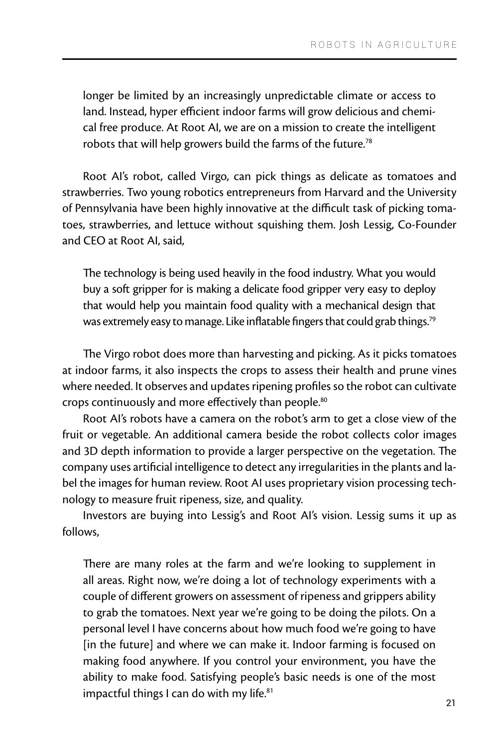> longer be limited by an increasingly unpredictable climate or access to land. Instead, hyper efficient indoor farms will grow delicious and chemical free produce. At Root AI, we are on a mission to create the intelligent robots that will help growers build the farms of the future.[78]

Root AI's robot, called Virgo, can pick things as delicate as tomatoes and strawberries. Two young robotics entrepreneurs from Harvard and the University of Pennsylvania have been highly innovative at the difficult task of picking tomatoes, strawberries, and lettuce without squishing them. Josh Lessig, Co-Founder and CEO at Root AI, said,

> The technology is being used heavily in the food industry. What you would buy a soft gripper for is making a delicate food gripper very easy to deploy that would help you maintain food quality with a mechanical design that was extremely easy to manage. Like inflatable fingers that could grab things.[79]

The Virgo robot does more than harvesting and picking. As it picks tomatoes at indoor farms, it also inspects the crops to assess their health and prune vines where needed. It observes and updates ripening profiles so the robot can cultivate crops continuously and more effectively than people.[80]

Root AI's robots have a camera on the robot's arm to get a close view of the fruit or vegetable. An additional camera beside the robot collects color images and 3D depth information to provide a larger perspective on the vegetation. The company uses artificial intelligence to detect any irregularities in the plants and label the images for human review. Root AI uses proprietary vision processing technology to measure fruit ripeness, size, and quality.

Investors are buying into Lessig's and Root AI's vision. Lessig sums it up as follows,

> There are many roles at the farm and we're looking to supplement in all areas. Right now, we're doing a lot of technology experiments with a couple of different growers on assessment of ripeness and grippers ability to grab the tomatoes. Next year we're going to be doing the pilots. On a personal level I have concerns about how much food we're going to have [in the future] and where we can make it. Indoor farming is focused on making food anywhere. If you control your environment, you have the ability to make food. Satisfying people's basic needs is one of the most impactful things I can do with my life.[81]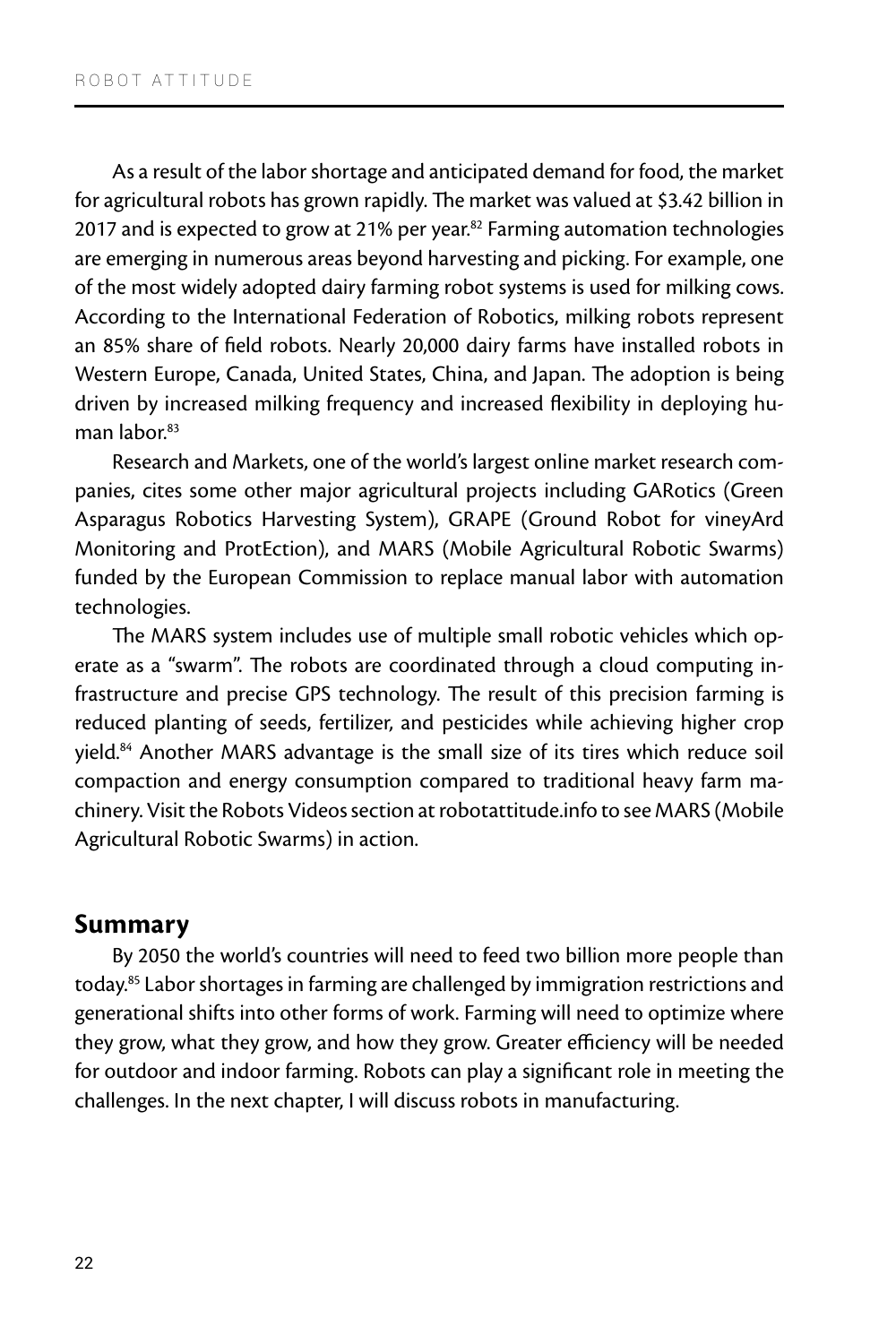As a result of the labor shortage and anticipated demand for food, the market for agricultural robots has grown rapidly. The market was valued at $3.42 billion in 2017 and is expected to grow at 21% per year.[82] Farming automation technologies are emerging in numerous areas beyond harvesting and picking. For example, one of the most widely adopted dairy farming robot systems is used for milking cows. According to the International Federation of Robotics, milking robots represent an 85% share of field robots. Nearly 20,000 dairy farms have installed robots in Western Europe, Canada, United States, China, and Japan. The adoption is being driven by increased milking frequency and increased flexibility in deploying human labor.[83]

Research and Markets, one of the world's largest online market research companies, cites some other major agricultural projects including GARotics (Green Asparagus Robotics Harvesting System), GRAPE (Ground Robot for vineyArd Monitoring and ProtEction), and MARS (Mobile Agricultural Robotic Swarms) funded by the European Commission to replace manual labor with automation technologies.

The MARS system includes use of multiple small robotic vehicles which operate as a "swarm". The robots are coordinated through a cloud computing infrastructure and precise GPS technology. The result of this precision farming is reduced planting of seeds, fertilizer, and pesticides while achieving higher crop yield.[84] Another MARS advantage is the small size of its tires which reduce soil compaction and energy consumption compared to traditional heavy farm machinery. Visit the Robots Videos section at robotattitude.info to see MARS (Mobile Agricultural Robotic Swarms) in action.

## Summary

By 2050 the world's countries will need to feed two billion more people than today.[85] Labor shortages in farming are challenged by immigration restrictions and generational shifts into other forms of work. Farming will need to optimize where they grow, what they grow, and how they grow. Greater efficiency will be needed for outdoor and indoor farming. Robots can play a significant role in meeting the challenges. In the next chapter, I will discuss robots in manufacturing.